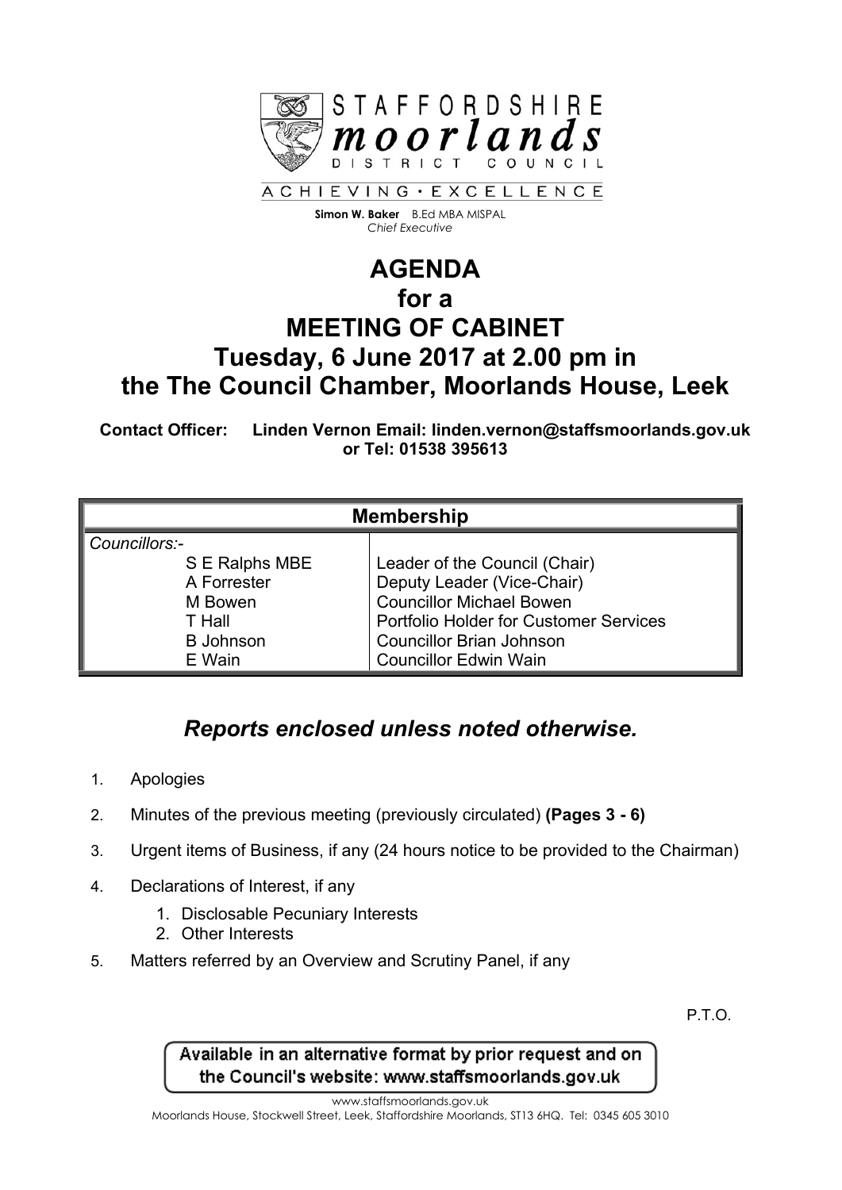STAFFORDSHIRE **moorlands** DISTRICT COUNCIL

ACHIEVING • EXCELLENCE

**Simon W. Baker** B.Ed MBA MISPAL
*Chief Executive*

# AGENDA
# for a
# MEETING OF CABINET
# Tuesday, 6 June 2017 at 2.00 pm in the The Council Chamber, Moorlands House, Leek

**Contact Officer: Linden Vernon Email: linden.vernon@staffsmoorlands.gov.uk or Tel: 01538 395613**

| Membership | |
|---|---|
| *Councillors:-* | |
| S E Ralphs MBE | Leader of the Council (Chair) |
| A Forrester | Deputy Leader (Vice-Chair) |
| M Bowen | Councillor Michael Bowen |
| T Hall | Portfolio Holder for Customer Services |
| B Johnson | Councillor Brian Johnson |
| E Wain | Councillor Edwin Wain |

## *Reports enclosed unless noted otherwise.*

1. Apologies
2. Minutes of the previous meeting (previously circulated) **(Pages 3 - 6)**
3. Urgent items of Business, if any (24 hours notice to be provided to the Chairman)
4. Declarations of Interest, if any
   1. Disclosable Pecuniary Interests
   2. Other Interests
5. Matters referred by an Overview and Scrutiny Panel, if any

P.T.O.

Available in an alternative format by prior request and on the Council's website: www.staffsmoorlands.gov.uk

www.staffsmoorlands.gov.uk
Moorlands House, Stockwell Street, Leek, Staffordshire Moorlands, ST13 6HQ. Tel: 0345 605 3010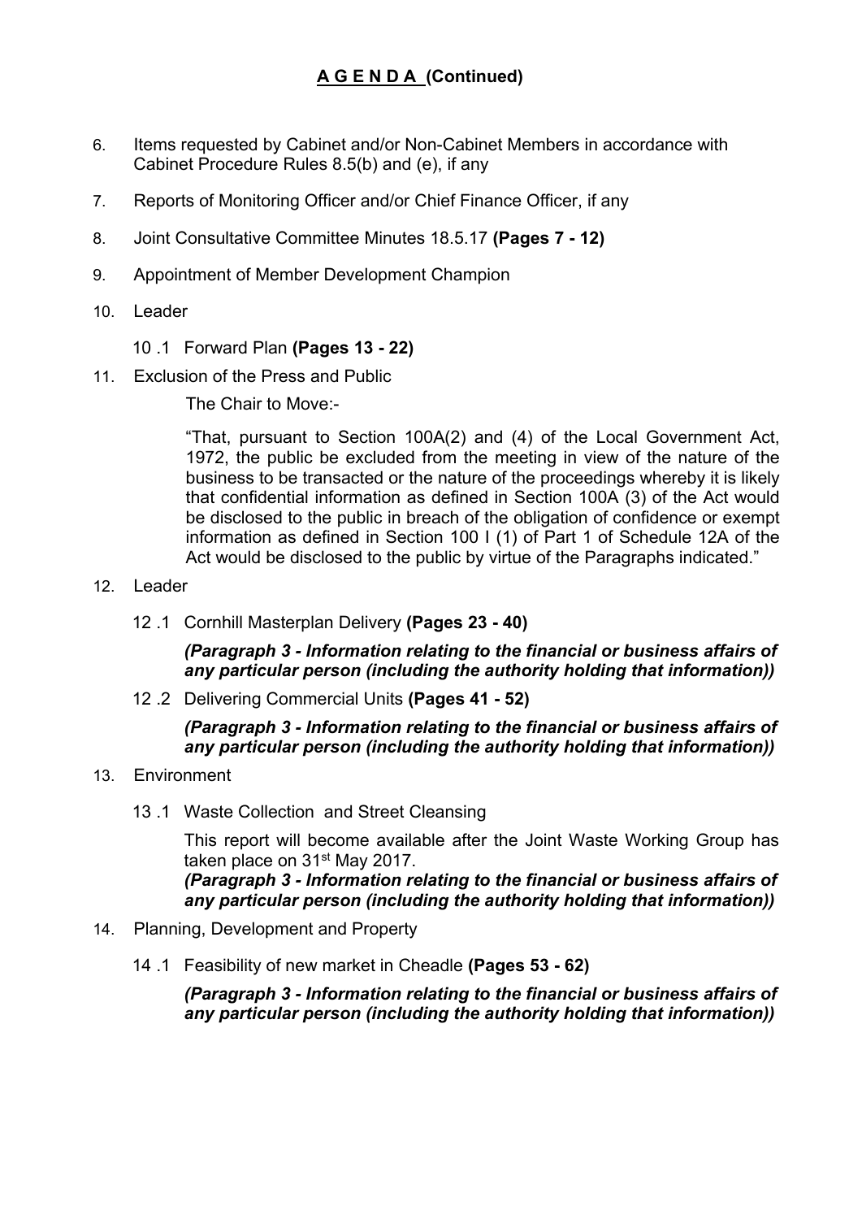## **A G E N D A (Continued)**

6. Items requested by Cabinet and/or Non-Cabinet Members in accordance with Cabinet Procedure Rules 8.5(b) and (e), if any

7. Reports of Monitoring Officer and/or Chief Finance Officer, if any

8. Joint Consultative Committee Minutes 18.5.17 **(Pages 7 - 12)**

9. Appointment of Member Development Champion

10. Leader

    10 .1 Forward Plan **(Pages 13 - 22)**

11. Exclusion of the Press and Public

    The Chair to Move:-

    "That, pursuant to Section 100A(2) and (4) of the Local Government Act, 1972, the public be excluded from the meeting in view of the nature of the business to be transacted or the nature of the proceedings whereby it is likely that confidential information as defined in Section 100A (3) of the Act would be disclosed to the public in breach of the obligation of confidence or exempt information as defined in Section 100 I (1) of Part 1 of Schedule 12A of the Act would be disclosed to the public by virtue of the Paragraphs indicated."

12. Leader

    12 .1 Cornhill Masterplan Delivery **(Pages 23 - 40)**

    ***(Paragraph 3 - Information relating to the financial or business affairs of any particular person (including the authority holding that information))***

    12 .2 Delivering Commercial Units **(Pages 41 - 52)**

    ***(Paragraph 3 - Information relating to the financial or business affairs of any particular person (including the authority holding that information))***

13. Environment

    13 .1 Waste Collection and Street Cleansing

    This report will become available after the Joint Waste Working Group has taken place on 31st May 2017.
    ***(Paragraph 3 - Information relating to the financial or business affairs of any particular person (including the authority holding that information))***

14. Planning, Development and Property

    14 .1 Feasibility of new market in Cheadle **(Pages 53 - 62)**

    ***(Paragraph 3 - Information relating to the financial or business affairs of any particular person (including the authority holding that information))***